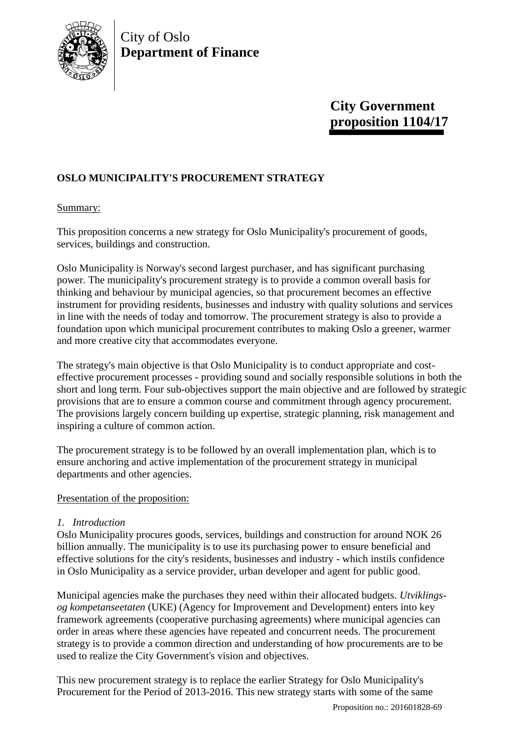City of Oslo
**Department of Finance**

**City Government proposition 1104/17**

## OSLO MUNICIPALITY'S PROCUREMENT STRATEGY

Summary:

This proposition concerns a new strategy for Oslo Municipality's procurement of goods, services, buildings and construction.

Oslo Municipality is Norway's second largest purchaser, and has significant purchasing power. The municipality's procurement strategy is to provide a common overall basis for thinking and behaviour by municipal agencies, so that procurement becomes an effective instrument for providing residents, businesses and industry with quality solutions and services in line with the needs of today and tomorrow. The procurement strategy is also to provide a foundation upon which municipal procurement contributes to making Oslo a greener, warmer and more creative city that accommodates everyone.

The strategy's main objective is that Oslo Municipality is to conduct appropriate and cost-effective procurement processes - providing sound and socially responsible solutions in both the short and long term. Four sub-objectives support the main objective and are followed by strategic provisions that are to ensure a common course and commitment through agency procurement. The provisions largely concern building up expertise, strategic planning, risk management and inspiring a culture of common action.

The procurement strategy is to be followed by an overall implementation plan, which is to ensure anchoring and active implementation of the procurement strategy in municipal departments and other agencies.

Presentation of the proposition:

*1. Introduction*

Oslo Municipality procures goods, services, buildings and construction for around NOK 26 billion annually. The municipality is to use its purchasing power to ensure beneficial and effective solutions for the city's residents, businesses and industry - which instils confidence in Oslo Municipality as a service provider, urban developer and agent for public good.

Municipal agencies make the purchases they need within their allocated budgets. *Utviklings- og kompetanseetaten* (UKE) (Agency for Improvement and Development) enters into key framework agreements (cooperative purchasing agreements) where municipal agencies can order in areas where these agencies have repeated and concurrent needs. The procurement strategy is to provide a common direction and understanding of how procurements are to be used to realize the City Government's vision and objectives.

This new procurement strategy is to replace the earlier Strategy for Oslo Municipality's Procurement for the Period of 2013-2016. This new strategy starts with some of the same

Proposition no.: 201601828-69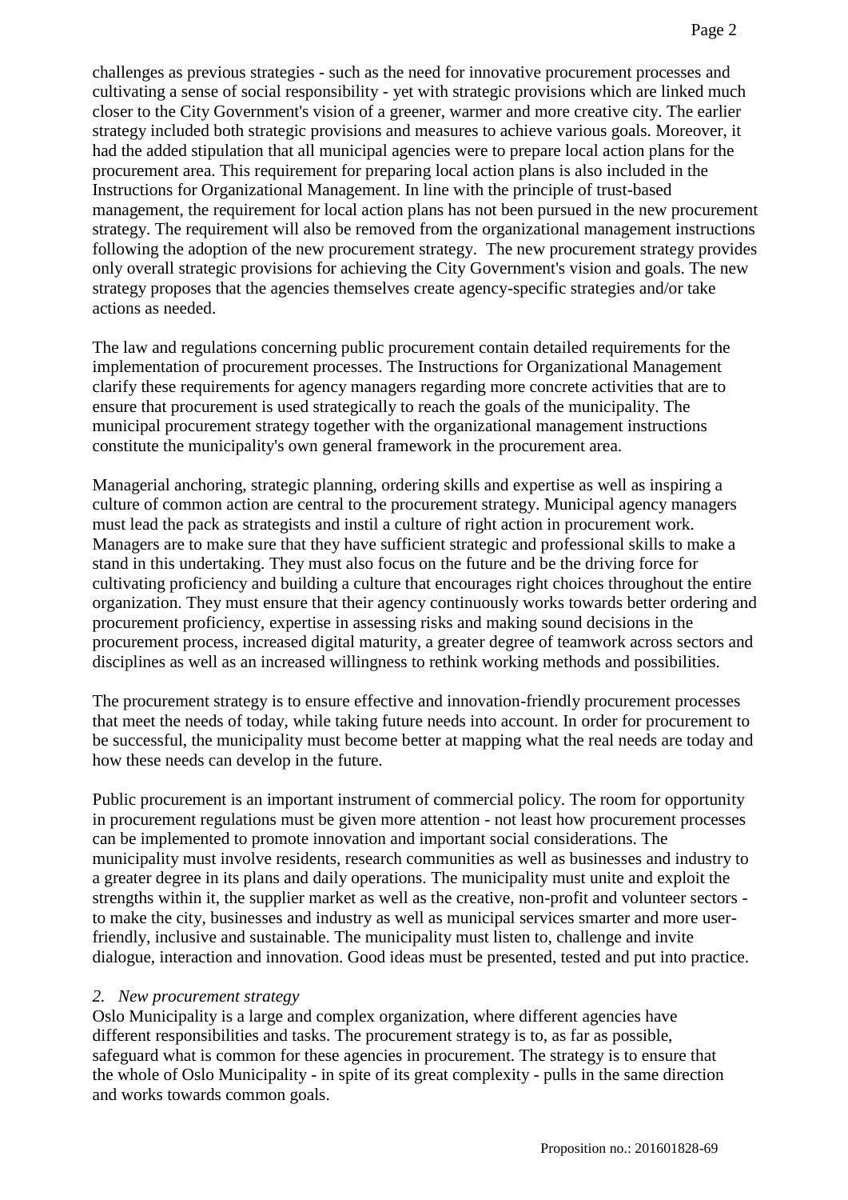challenges as previous strategies - such as the need for innovative procurement processes and cultivating a sense of social responsibility - yet with strategic provisions which are linked much closer to the City Government's vision of a greener, warmer and more creative city. The earlier strategy included both strategic provisions and measures to achieve various goals. Moreover, it had the added stipulation that all municipal agencies were to prepare local action plans for the procurement area. This requirement for preparing local action plans is also included in the Instructions for Organizational Management. In line with the principle of trust-based management, the requirement for local action plans has not been pursued in the new procurement strategy. The requirement will also be removed from the organizational management instructions following the adoption of the new procurement strategy. The new procurement strategy provides only overall strategic provisions for achieving the City Government's vision and goals. The new strategy proposes that the agencies themselves create agency-specific strategies and/or take actions as needed.

The law and regulations concerning public procurement contain detailed requirements for the implementation of procurement processes. The Instructions for Organizational Management clarify these requirements for agency managers regarding more concrete activities that are to ensure that procurement is used strategically to reach the goals of the municipality. The municipal procurement strategy together with the organizational management instructions constitute the municipality's own general framework in the procurement area.

Managerial anchoring, strategic planning, ordering skills and expertise as well as inspiring a culture of common action are central to the procurement strategy. Municipal agency managers must lead the pack as strategists and instil a culture of right action in procurement work. Managers are to make sure that they have sufficient strategic and professional skills to make a stand in this undertaking. They must also focus on the future and be the driving force for cultivating proficiency and building a culture that encourages right choices throughout the entire organization. They must ensure that their agency continuously works towards better ordering and procurement proficiency, expertise in assessing risks and making sound decisions in the procurement process, increased digital maturity, a greater degree of teamwork across sectors and disciplines as well as an increased willingness to rethink working methods and possibilities.

The procurement strategy is to ensure effective and innovation-friendly procurement processes that meet the needs of today, while taking future needs into account. In order for procurement to be successful, the municipality must become better at mapping what the real needs are today and how these needs can develop in the future.

Public procurement is an important instrument of commercial policy. The room for opportunity in procurement regulations must be given more attention - not least how procurement processes can be implemented to promote innovation and important social considerations. The municipality must involve residents, research communities as well as businesses and industry to a greater degree in its plans and daily operations. The municipality must unite and exploit the strengths within it, the supplier market as well as the creative, non-profit and volunteer sectors - to make the city, businesses and industry as well as municipal services smarter and more user-friendly, inclusive and sustainable. The municipality must listen to, challenge and invite dialogue, interaction and innovation. Good ideas must be presented, tested and put into practice.

*2. New procurement strategy*

Oslo Municipality is a large and complex organization, where different agencies have different responsibilities and tasks. The procurement strategy is to, as far as possible, safeguard what is common for these agencies in procurement. The strategy is to ensure that the whole of Oslo Municipality - in spite of its great complexity - pulls in the same direction and works towards common goals.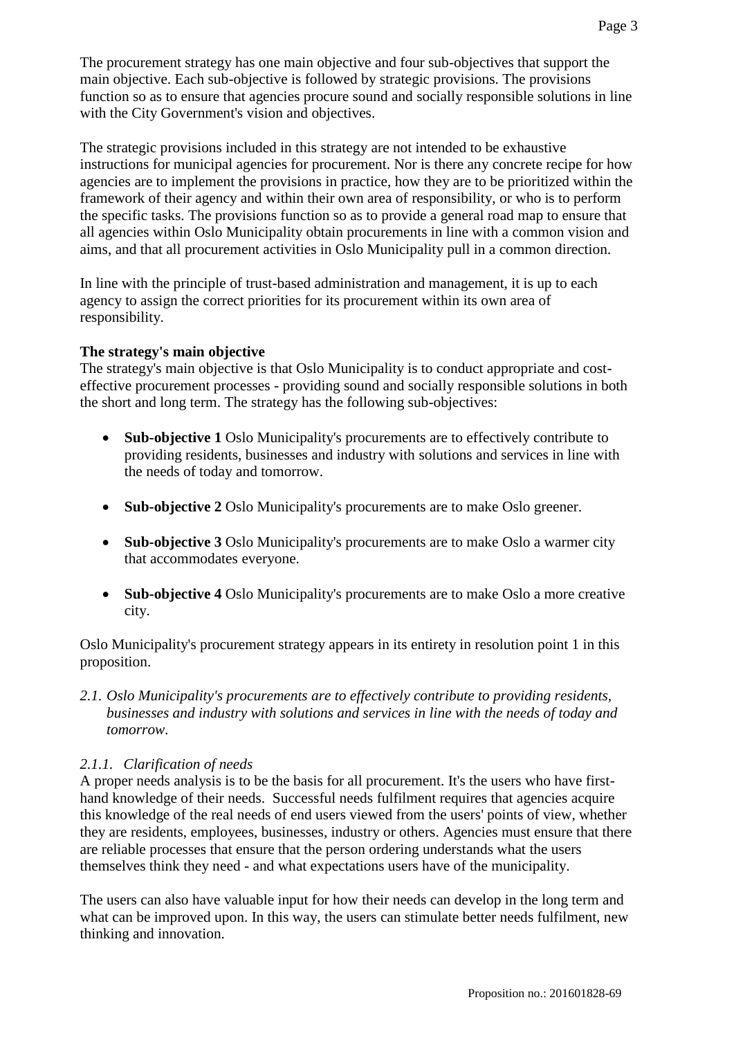The procurement strategy has one main objective and four sub-objectives that support the main objective. Each sub-objective is followed by strategic provisions. The provisions function so as to ensure that agencies procure sound and socially responsible solutions in line with the City Government's vision and objectives.

The strategic provisions included in this strategy are not intended to be exhaustive instructions for municipal agencies for procurement. Nor is there any concrete recipe for how agencies are to implement the provisions in practice, how they are to be prioritized within the framework of their agency and within their own area of responsibility, or who is to perform the specific tasks. The provisions function so as to provide a general road map to ensure that all agencies within Oslo Municipality obtain procurements in line with a common vision and aims, and that all procurement activities in Oslo Municipality pull in a common direction.

In line with the principle of trust-based administration and management, it is up to each agency to assign the correct priorities for its procurement within its own area of responsibility.

**The strategy's main objective**
The strategy's main objective is that Oslo Municipality is to conduct appropriate and cost-effective procurement processes - providing sound and socially responsible solutions in both the short and long term. The strategy has the following sub-objectives:

- **Sub-objective 1** Oslo Municipality's procurements are to effectively contribute to providing residents, businesses and industry with solutions and services in line with the needs of today and tomorrow.
- **Sub-objective 2** Oslo Municipality's procurements are to make Oslo greener.
- **Sub-objective 3** Oslo Municipality's procurements are to make Oslo a warmer city that accommodates everyone.
- **Sub-objective 4** Oslo Municipality's procurements are to make Oslo a more creative city.

Oslo Municipality's procurement strategy appears in its entirety in resolution point 1 in this proposition.

*2.1. Oslo Municipality's procurements are to effectively contribute to providing residents, businesses and industry with solutions and services in line with the needs of today and tomorrow.*

*2.1.1. Clarification of needs*
A proper needs analysis is to be the basis for all procurement. It's the users who have first-hand knowledge of their needs. Successful needs fulfilment requires that agencies acquire this knowledge of the real needs of end users viewed from the users' points of view, whether they are residents, employees, businesses, industry or others. Agencies must ensure that there are reliable processes that ensure that the person ordering understands what the users themselves think they need - and what expectations users have of the municipality.

The users can also have valuable input for how their needs can develop in the long term and what can be improved upon. In this way, the users can stimulate better needs fulfilment, new thinking and innovation.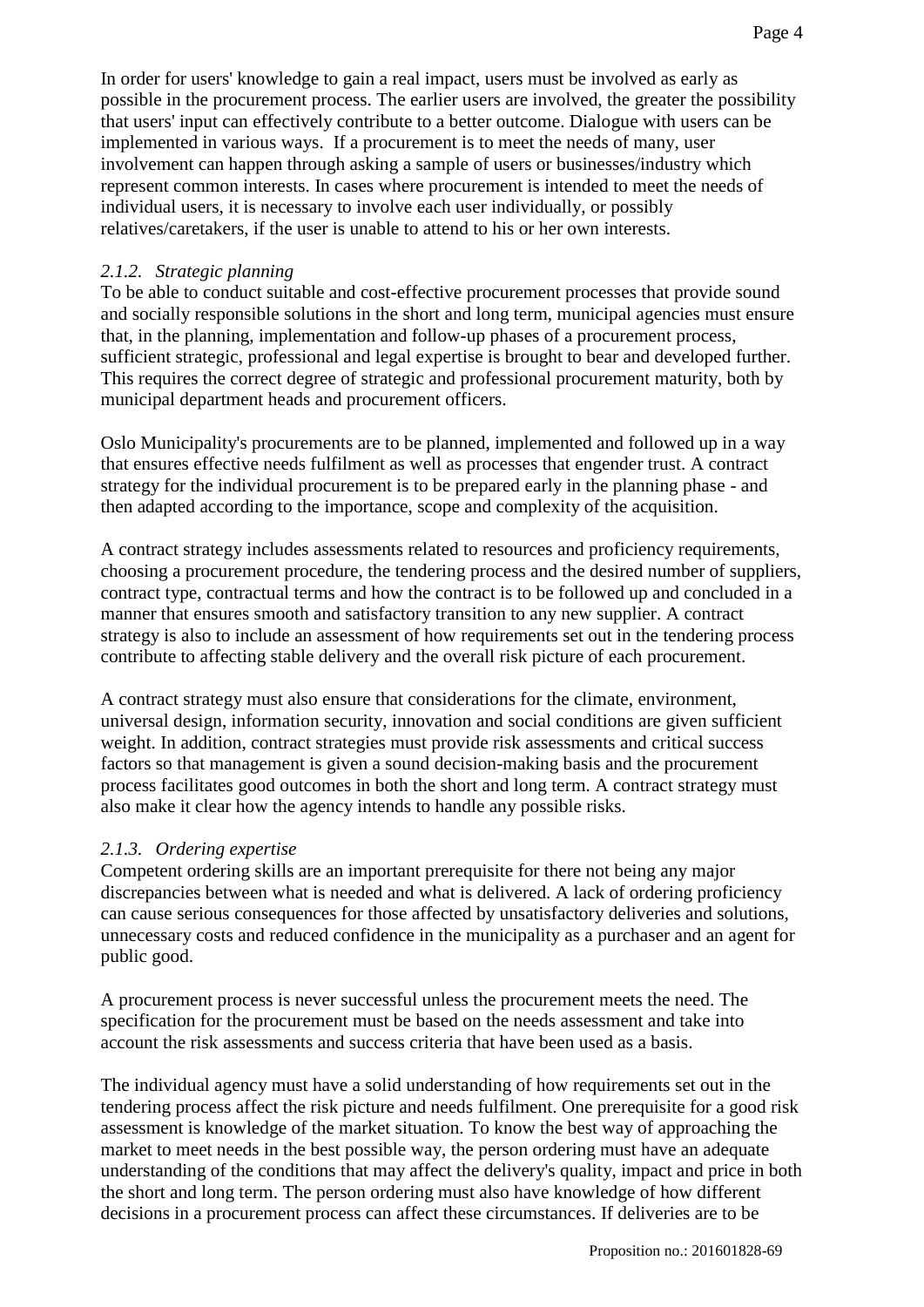In order for users' knowledge to gain a real impact, users must be involved as early as possible in the procurement process. The earlier users are involved, the greater the possibility that users' input can effectively contribute to a better outcome. Dialogue with users can be implemented in various ways. If a procurement is to meet the needs of many, user involvement can happen through asking a sample of users or businesses/industry which represent common interests. In cases where procurement is intended to meet the needs of individual users, it is necessary to involve each user individually, or possibly relatives/caretakers, if the user is unable to attend to his or her own interests.

### *2.1.2. Strategic planning*

To be able to conduct suitable and cost-effective procurement processes that provide sound and socially responsible solutions in the short and long term, municipal agencies must ensure that, in the planning, implementation and follow-up phases of a procurement process, sufficient strategic, professional and legal expertise is brought to bear and developed further. This requires the correct degree of strategic and professional procurement maturity, both by municipal department heads and procurement officers.

Oslo Municipality's procurements are to be planned, implemented and followed up in a way that ensures effective needs fulfilment as well as processes that engender trust. A contract strategy for the individual procurement is to be prepared early in the planning phase - and then adapted according to the importance, scope and complexity of the acquisition.

A contract strategy includes assessments related to resources and proficiency requirements, choosing a procurement procedure, the tendering process and the desired number of suppliers, contract type, contractual terms and how the contract is to be followed up and concluded in a manner that ensures smooth and satisfactory transition to any new supplier. A contract strategy is also to include an assessment of how requirements set out in the tendering process contribute to affecting stable delivery and the overall risk picture of each procurement.

A contract strategy must also ensure that considerations for the climate, environment, universal design, information security, innovation and social conditions are given sufficient weight. In addition, contract strategies must provide risk assessments and critical success factors so that management is given a sound decision-making basis and the procurement process facilitates good outcomes in both the short and long term. A contract strategy must also make it clear how the agency intends to handle any possible risks.

### *2.1.3. Ordering expertise*

Competent ordering skills are an important prerequisite for there not being any major discrepancies between what is needed and what is delivered. A lack of ordering proficiency can cause serious consequences for those affected by unsatisfactory deliveries and solutions, unnecessary costs and reduced confidence in the municipality as a purchaser and an agent for public good.

A procurement process is never successful unless the procurement meets the need. The specification for the procurement must be based on the needs assessment and take into account the risk assessments and success criteria that have been used as a basis.

The individual agency must have a solid understanding of how requirements set out in the tendering process affect the risk picture and needs fulfilment. One prerequisite for a good risk assessment is knowledge of the market situation. To know the best way of approaching the market to meet needs in the best possible way, the person ordering must have an adequate understanding of the conditions that may affect the delivery's quality, impact and price in both the short and long term. The person ordering must also have knowledge of how different decisions in a procurement process can affect these circumstances. If deliveries are to be

Proposition no.: 201601828-69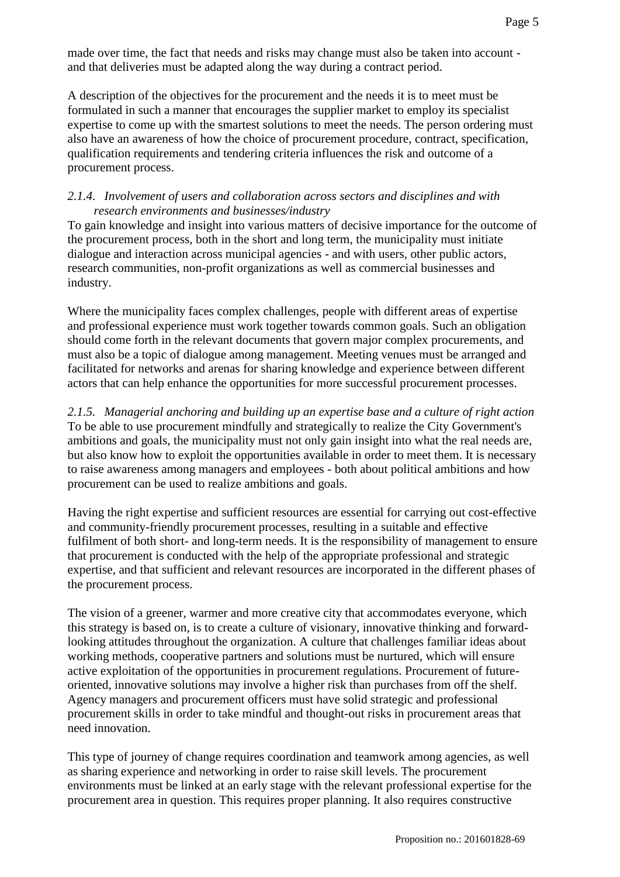made over time, the fact that needs and risks may change must also be taken into account - and that deliveries must be adapted along the way during a contract period.

A description of the objectives for the procurement and the needs it is to meet must be formulated in such a manner that encourages the supplier market to employ its specialist expertise to come up with the smartest solutions to meet the needs. The person ordering must also have an awareness of how the choice of procurement procedure, contract, specification, qualification requirements and tendering criteria influences the risk and outcome of a procurement process.

*2.1.4. Involvement of users and collaboration across sectors and disciplines and with research environments and businesses/industry*

To gain knowledge and insight into various matters of decisive importance for the outcome of the procurement process, both in the short and long term, the municipality must initiate dialogue and interaction across municipal agencies - and with users, other public actors, research communities, non-profit organizations as well as commercial businesses and industry.

Where the municipality faces complex challenges, people with different areas of expertise and professional experience must work together towards common goals. Such an obligation should come forth in the relevant documents that govern major complex procurements, and must also be a topic of dialogue among management. Meeting venues must be arranged and facilitated for networks and arenas for sharing knowledge and experience between different actors that can help enhance the opportunities for more successful procurement processes.

*2.1.5. Managerial anchoring and building up an expertise base and a culture of right action*

To be able to use procurement mindfully and strategically to realize the City Government's ambitions and goals, the municipality must not only gain insight into what the real needs are, but also know how to exploit the opportunities available in order to meet them. It is necessary to raise awareness among managers and employees - both about political ambitions and how procurement can be used to realize ambitions and goals.

Having the right expertise and sufficient resources are essential for carrying out cost-effective and community-friendly procurement processes, resulting in a suitable and effective fulfilment of both short- and long-term needs. It is the responsibility of management to ensure that procurement is conducted with the help of the appropriate professional and strategic expertise, and that sufficient and relevant resources are incorporated in the different phases of the procurement process.

The vision of a greener, warmer and more creative city that accommodates everyone, which this strategy is based on, is to create a culture of visionary, innovative thinking and forward-looking attitudes throughout the organization. A culture that challenges familiar ideas about working methods, cooperative partners and solutions must be nurtured, which will ensure active exploitation of the opportunities in procurement regulations. Procurement of future-oriented, innovative solutions may involve a higher risk than purchases from off the shelf. Agency managers and procurement officers must have solid strategic and professional procurement skills in order to take mindful and thought-out risks in procurement areas that need innovation.

This type of journey of change requires coordination and teamwork among agencies, as well as sharing experience and networking in order to raise skill levels. The procurement environments must be linked at an early stage with the relevant professional expertise for the procurement area in question. This requires proper planning. It also requires constructive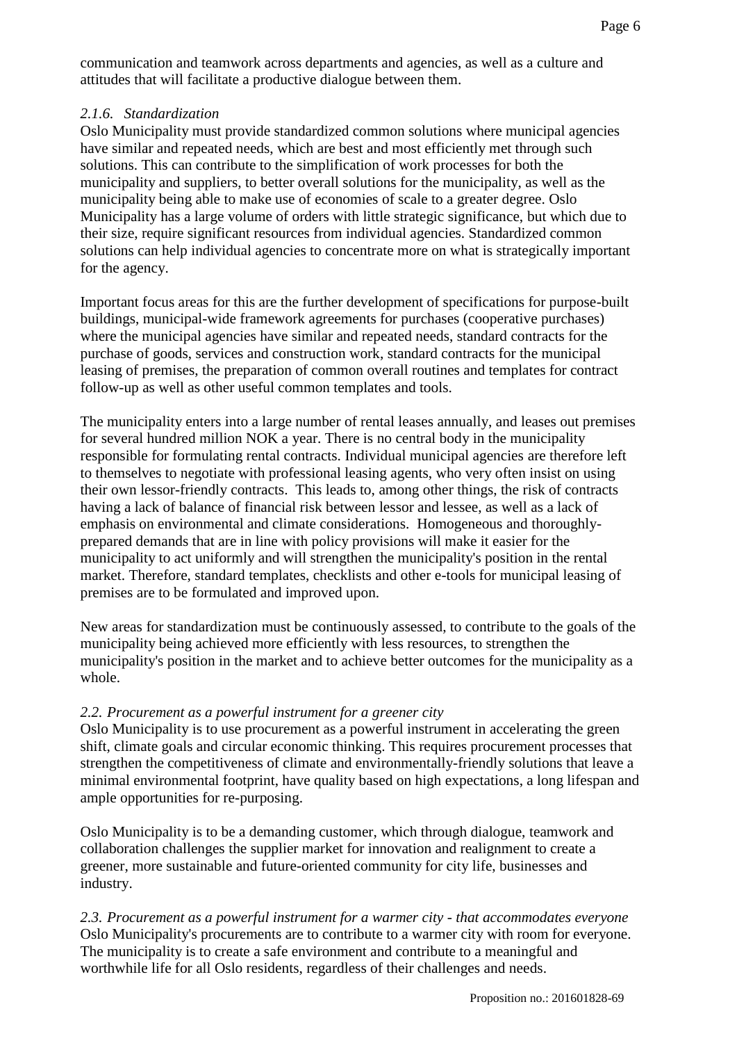communication and teamwork across departments and agencies, as well as a culture and attitudes that will facilitate a productive dialogue between them.

#### *2.1.6. Standardization*

Oslo Municipality must provide standardized common solutions where municipal agencies have similar and repeated needs, which are best and most efficiently met through such solutions. This can contribute to the simplification of work processes for both the municipality and suppliers, to better overall solutions for the municipality, as well as the municipality being able to make use of economies of scale to a greater degree. Oslo Municipality has a large volume of orders with little strategic significance, but which due to their size, require significant resources from individual agencies. Standardized common solutions can help individual agencies to concentrate more on what is strategically important for the agency.

Important focus areas for this are the further development of specifications for purpose-built buildings, municipal-wide framework agreements for purchases (cooperative purchases) where the municipal agencies have similar and repeated needs, standard contracts for the purchase of goods, services and construction work, standard contracts for the municipal leasing of premises, the preparation of common overall routines and templates for contract follow-up as well as other useful common templates and tools.

The municipality enters into a large number of rental leases annually, and leases out premises for several hundred million NOK a year. There is no central body in the municipality responsible for formulating rental contracts. Individual municipal agencies are therefore left to themselves to negotiate with professional leasing agents, who very often insist on using their own lessor-friendly contracts. This leads to, among other things, the risk of contracts having a lack of balance of financial risk between lessor and lessee, as well as a lack of emphasis on environmental and climate considerations. Homogeneous and thoroughly-prepared demands that are in line with policy provisions will make it easier for the municipality to act uniformly and will strengthen the municipality's position in the rental market. Therefore, standard templates, checklists and other e-tools for municipal leasing of premises are to be formulated and improved upon.

New areas for standardization must be continuously assessed, to contribute to the goals of the municipality being achieved more efficiently with less resources, to strengthen the municipality's position in the market and to achieve better outcomes for the municipality as a whole.

### *2.2. Procurement as a powerful instrument for a greener city*

Oslo Municipality is to use procurement as a powerful instrument in accelerating the green shift, climate goals and circular economic thinking. This requires procurement processes that strengthen the competitiveness of climate and environmentally-friendly solutions that leave a minimal environmental footprint, have quality based on high expectations, a long lifespan and ample opportunities for re-purposing.

Oslo Municipality is to be a demanding customer, which through dialogue, teamwork and collaboration challenges the supplier market for innovation and realignment to create a greener, more sustainable and future-oriented community for city life, businesses and industry.

### *2.3. Procurement as a powerful instrument for a warmer city - that accommodates everyone*

Oslo Municipality's procurements are to contribute to a warmer city with room for everyone. The municipality is to create a safe environment and contribute to a meaningful and worthwhile life for all Oslo residents, regardless of their challenges and needs.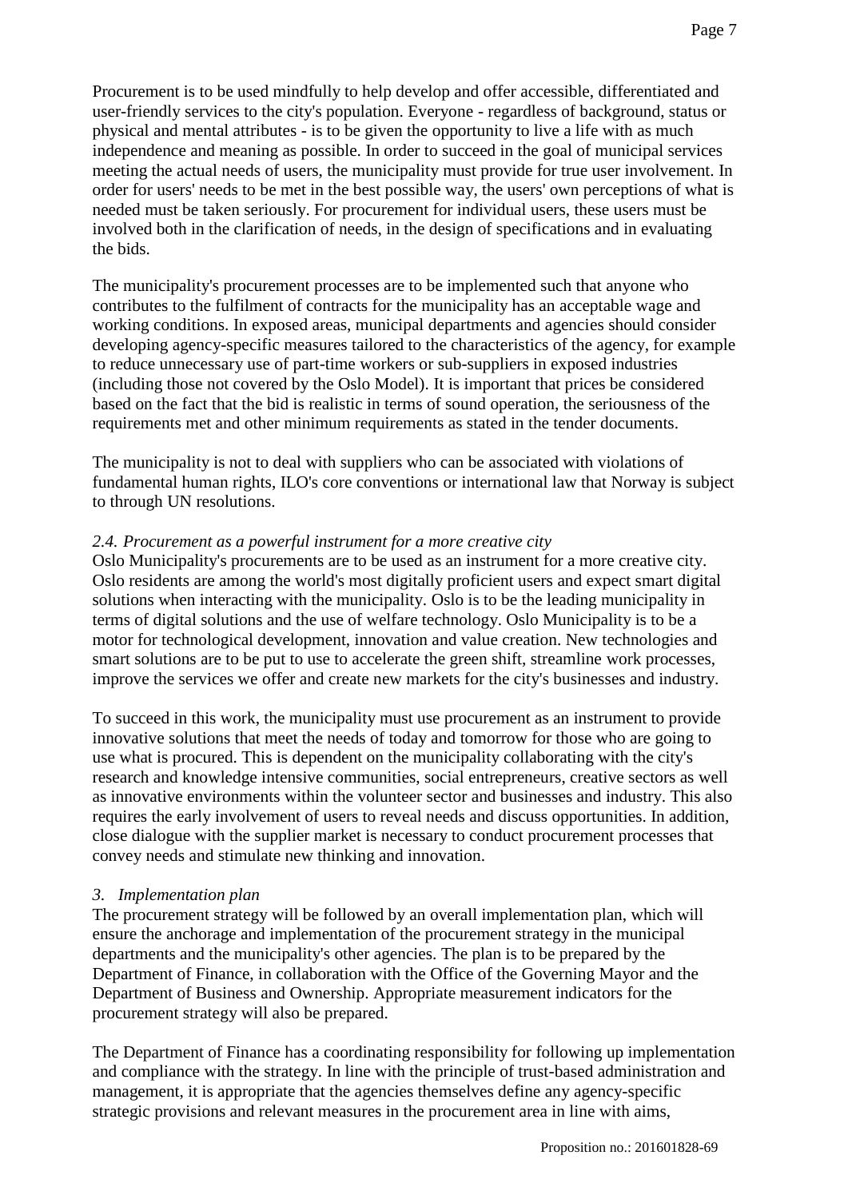Procurement is to be used mindfully to help develop and offer accessible, differentiated and user-friendly services to the city's population. Everyone - regardless of background, status or physical and mental attributes - is to be given the opportunity to live a life with as much independence and meaning as possible. In order to succeed in the goal of municipal services meeting the actual needs of users, the municipality must provide for true user involvement. In order for users' needs to be met in the best possible way, the users' own perceptions of what is needed must be taken seriously. For procurement for individual users, these users must be involved both in the clarification of needs, in the design of specifications and in evaluating the bids.

The municipality's procurement processes are to be implemented such that anyone who contributes to the fulfilment of contracts for the municipality has an acceptable wage and working conditions. In exposed areas, municipal departments and agencies should consider developing agency-specific measures tailored to the characteristics of the agency, for example to reduce unnecessary use of part-time workers or sub-suppliers in exposed industries (including those not covered by the Oslo Model). It is important that prices be considered based on the fact that the bid is realistic in terms of sound operation, the seriousness of the requirements met and other minimum requirements as stated in the tender documents.

The municipality is not to deal with suppliers who can be associated with violations of fundamental human rights, ILO's core conventions or international law that Norway is subject to through UN resolutions.

*2.4. Procurement as a powerful instrument for a more creative city*

Oslo Municipality's procurements are to be used as an instrument for a more creative city. Oslo residents are among the world's most digitally proficient users and expect smart digital solutions when interacting with the municipality. Oslo is to be the leading municipality in terms of digital solutions and the use of welfare technology. Oslo Municipality is to be a motor for technological development, innovation and value creation. New technologies and smart solutions are to be put to use to accelerate the green shift, streamline work processes, improve the services we offer and create new markets for the city's businesses and industry.

To succeed in this work, the municipality must use procurement as an instrument to provide innovative solutions that meet the needs of today and tomorrow for those who are going to use what is procured. This is dependent on the municipality collaborating with the city's research and knowledge intensive communities, social entrepreneurs, creative sectors as well as innovative environments within the volunteer sector and businesses and industry. This also requires the early involvement of users to reveal needs and discuss opportunities. In addition, close dialogue with the supplier market is necessary to conduct procurement processes that convey needs and stimulate new thinking and innovation.

*3. Implementation plan*

The procurement strategy will be followed by an overall implementation plan, which will ensure the anchorage and implementation of the procurement strategy in the municipal departments and the municipality's other agencies. The plan is to be prepared by the Department of Finance, in collaboration with the Office of the Governing Mayor and the Department of Business and Ownership. Appropriate measurement indicators for the procurement strategy will also be prepared.

The Department of Finance has a coordinating responsibility for following up implementation and compliance with the strategy. In line with the principle of trust-based administration and management, it is appropriate that the agencies themselves define any agency-specific strategic provisions and relevant measures in the procurement area in line with aims,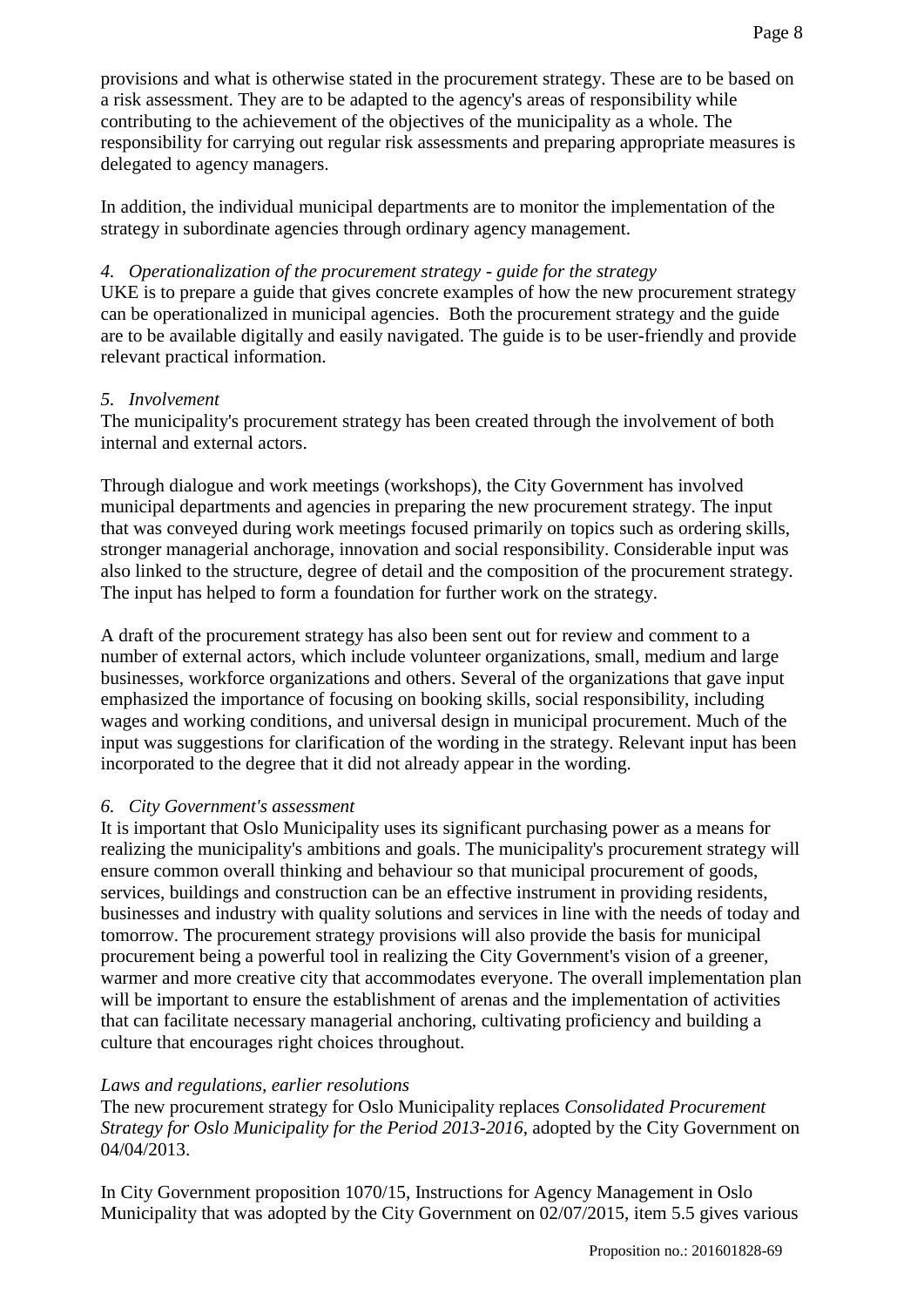provisions and what is otherwise stated in the procurement strategy. These are to be based on a risk assessment. They are to be adapted to the agency's areas of responsibility while contributing to the achievement of the objectives of the municipality as a whole. The responsibility for carrying out regular risk assessments and preparing appropriate measures is delegated to agency managers.

In addition, the individual municipal departments are to monitor the implementation of the strategy in subordinate agencies through ordinary agency management.

*4. Operationalization of the procurement strategy - guide for the strategy*

UKE is to prepare a guide that gives concrete examples of how the new procurement strategy can be operationalized in municipal agencies. Both the procurement strategy and the guide are to be available digitally and easily navigated. The guide is to be user-friendly and provide relevant practical information.

*5. Involvement*

The municipality's procurement strategy has been created through the involvement of both internal and external actors.

Through dialogue and work meetings (workshops), the City Government has involved municipal departments and agencies in preparing the new procurement strategy. The input that was conveyed during work meetings focused primarily on topics such as ordering skills, stronger managerial anchorage, innovation and social responsibility. Considerable input was also linked to the structure, degree of detail and the composition of the procurement strategy. The input has helped to form a foundation for further work on the strategy.

A draft of the procurement strategy has also been sent out for review and comment to a number of external actors, which include volunteer organizations, small, medium and large businesses, workforce organizations and others. Several of the organizations that gave input emphasized the importance of focusing on booking skills, social responsibility, including wages and working conditions, and universal design in municipal procurement. Much of the input was suggestions for clarification of the wording in the strategy. Relevant input has been incorporated to the degree that it did not already appear in the wording.

*6. City Government's assessment*

It is important that Oslo Municipality uses its significant purchasing power as a means for realizing the municipality's ambitions and goals. The municipality's procurement strategy will ensure common overall thinking and behaviour so that municipal procurement of goods, services, buildings and construction can be an effective instrument in providing residents, businesses and industry with quality solutions and services in line with the needs of today and tomorrow. The procurement strategy provisions will also provide the basis for municipal procurement being a powerful tool in realizing the City Government's vision of a greener, warmer and more creative city that accommodates everyone. The overall implementation plan will be important to ensure the establishment of arenas and the implementation of activities that can facilitate necessary managerial anchoring, cultivating proficiency and building a culture that encourages right choices throughout.

*Laws and regulations, earlier resolutions*

The new procurement strategy for Oslo Municipality replaces *Consolidated Procurement Strategy for Oslo Municipality for the Period 2013-2016*, adopted by the City Government on 04/04/2013.

In City Government proposition 1070/15, Instructions for Agency Management in Oslo Municipality that was adopted by the City Government on 02/07/2015, item 5.5 gives various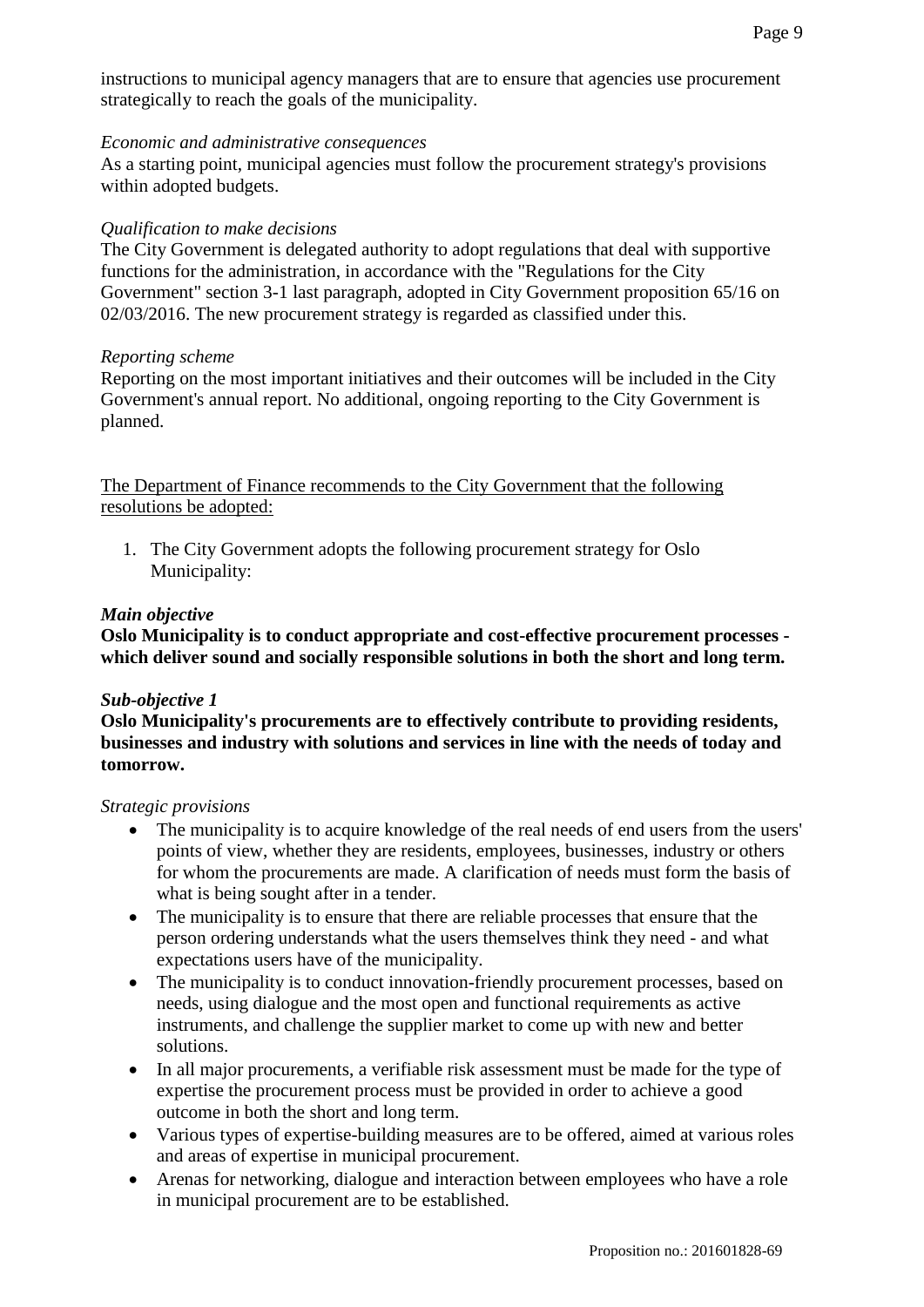instructions to municipal agency managers that are to ensure that agencies use procurement strategically to reach the goals of the municipality.

*Economic and administrative consequences*
As a starting point, municipal agencies must follow the procurement strategy's provisions within adopted budgets.

*Qualification to make decisions*
The City Government is delegated authority to adopt regulations that deal with supportive functions for the administration, in accordance with the "Regulations for the City Government" section 3-1 last paragraph, adopted in City Government proposition 65/16 on 02/03/2016. The new procurement strategy is regarded as classified under this.

*Reporting scheme*
Reporting on the most important initiatives and their outcomes will be included in the City Government's annual report. No additional, ongoing reporting to the City Government is planned.

<u>The Department of Finance recommends to the City Government that the following resolutions be adopted:</u>

1. The City Government adopts the following procurement strategy for Oslo Municipality:

***Main objective***
**Oslo Municipality is to conduct appropriate and cost-effective procurement processes - which deliver sound and socially responsible solutions in both the short and long term.**

***Sub-objective 1***
**Oslo Municipality's procurements are to effectively contribute to providing residents, businesses and industry with solutions and services in line with the needs of today and tomorrow.**

*Strategic provisions*

- The municipality is to acquire knowledge of the real needs of end users from the users' points of view, whether they are residents, employees, businesses, industry or others for whom the procurements are made. A clarification of needs must form the basis of what is being sought after in a tender.
- The municipality is to ensure that there are reliable processes that ensure that the person ordering understands what the users themselves think they need - and what expectations users have of the municipality.
- The municipality is to conduct innovation-friendly procurement processes, based on needs, using dialogue and the most open and functional requirements as active instruments, and challenge the supplier market to come up with new and better solutions.
- In all major procurements, a verifiable risk assessment must be made for the type of expertise the procurement process must be provided in order to achieve a good outcome in both the short and long term.
- Various types of expertise-building measures are to be offered, aimed at various roles and areas of expertise in municipal procurement.
- Arenas for networking, dialogue and interaction between employees who have a role in municipal procurement are to be established.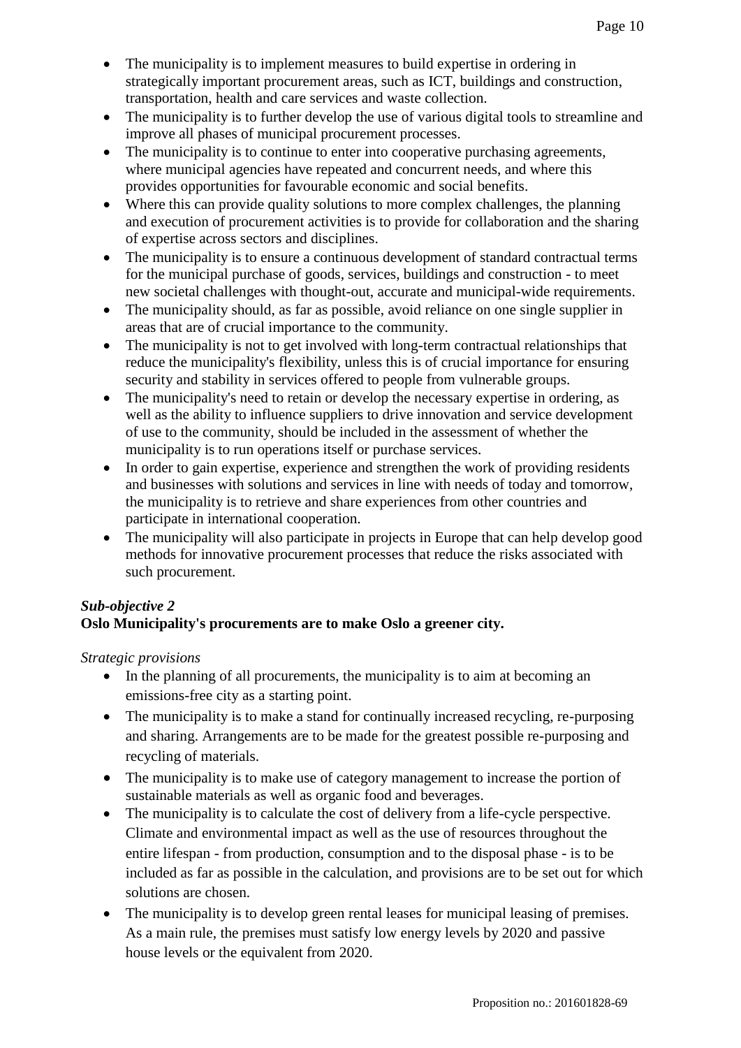- The municipality is to implement measures to build expertise in ordering in strategically important procurement areas, such as ICT, buildings and construction, transportation, health and care services and waste collection.
- The municipality is to further develop the use of various digital tools to streamline and improve all phases of municipal procurement processes.
- The municipality is to continue to enter into cooperative purchasing agreements, where municipal agencies have repeated and concurrent needs, and where this provides opportunities for favourable economic and social benefits.
- Where this can provide quality solutions to more complex challenges, the planning and execution of procurement activities is to provide for collaboration and the sharing of expertise across sectors and disciplines.
- The municipality is to ensure a continuous development of standard contractual terms for the municipal purchase of goods, services, buildings and construction - to meet new societal challenges with thought-out, accurate and municipal-wide requirements.
- The municipality should, as far as possible, avoid reliance on one single supplier in areas that are of crucial importance to the community.
- The municipality is not to get involved with long-term contractual relationships that reduce the municipality's flexibility, unless this is of crucial importance for ensuring security and stability in services offered to people from vulnerable groups.
- The municipality's need to retain or develop the necessary expertise in ordering, as well as the ability to influence suppliers to drive innovation and service development of use to the community, should be included in the assessment of whether the municipality is to run operations itself or purchase services.
- In order to gain expertise, experience and strengthen the work of providing residents and businesses with solutions and services in line with needs of today and tomorrow, the municipality is to retrieve and share experiences from other countries and participate in international cooperation.
- The municipality will also participate in projects in Europe that can help develop good methods for innovative procurement processes that reduce the risks associated with such procurement.

***Sub-objective 2***
**Oslo Municipality's procurements are to make Oslo a greener city.**

*Strategic provisions*

- In the planning of all procurements, the municipality is to aim at becoming an emissions-free city as a starting point.
- The municipality is to make a stand for continually increased recycling, re-purposing and sharing. Arrangements are to be made for the greatest possible re-purposing and recycling of materials.
- The municipality is to make use of category management to increase the portion of sustainable materials as well as organic food and beverages.
- The municipality is to calculate the cost of delivery from a life-cycle perspective. Climate and environmental impact as well as the use of resources throughout the entire lifespan - from production, consumption and to the disposal phase - is to be included as far as possible in the calculation, and provisions are to be set out for which solutions are chosen.
- The municipality is to develop green rental leases for municipal leasing of premises. As a main rule, the premises must satisfy low energy levels by 2020 and passive house levels or the equivalent from 2020.

Proposition no.: 201601828-69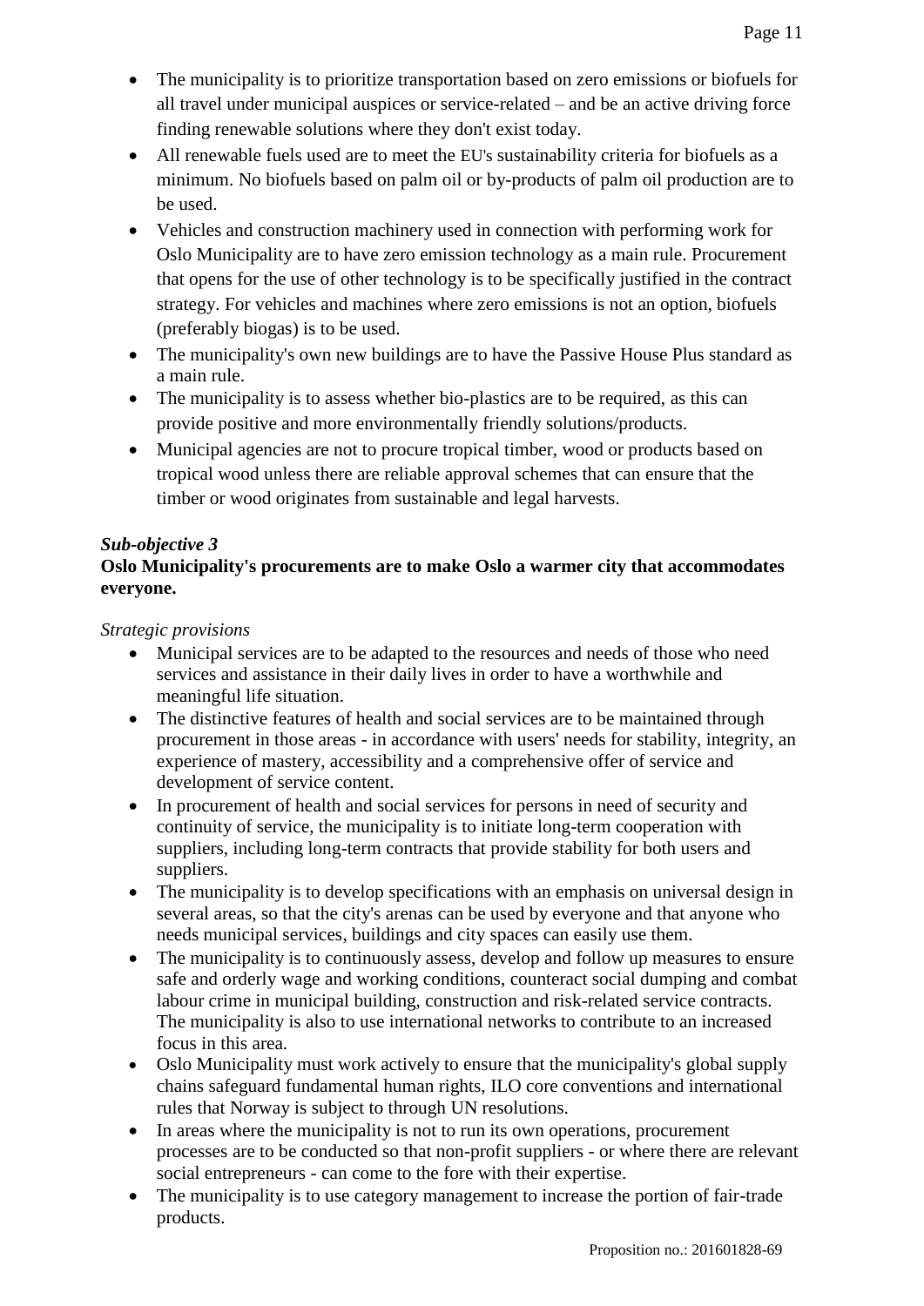- The municipality is to prioritize transportation based on zero emissions or biofuels for all travel under municipal auspices or service-related – and be an active driving force finding renewable solutions where they don't exist today.
- All renewable fuels used are to meet the EU's sustainability criteria for biofuels as a minimum. No biofuels based on palm oil or by-products of palm oil production are to be used.
- Vehicles and construction machinery used in connection with performing work for Oslo Municipality are to have zero emission technology as a main rule. Procurement that opens for the use of other technology is to be specifically justified in the contract strategy. For vehicles and machines where zero emissions is not an option, biofuels (preferably biogas) is to be used.
- The municipality's own new buildings are to have the Passive House Plus standard as a main rule.
- The municipality is to assess whether bio-plastics are to be required, as this can provide positive and more environmentally friendly solutions/products.
- Municipal agencies are not to procure tropical timber, wood or products based on tropical wood unless there are reliable approval schemes that can ensure that the timber or wood originates from sustainable and legal harvests.

***Sub-objective 3***
**Oslo Municipality's procurements are to make Oslo a warmer city that accommodates everyone.**

*Strategic provisions*

- Municipal services are to be adapted to the resources and needs of those who need services and assistance in their daily lives in order to have a worthwhile and meaningful life situation.
- The distinctive features of health and social services are to be maintained through procurement in those areas - in accordance with users' needs for stability, integrity, an experience of mastery, accessibility and a comprehensive offer of service and development of service content.
- In procurement of health and social services for persons in need of security and continuity of service, the municipality is to initiate long-term cooperation with suppliers, including long-term contracts that provide stability for both users and suppliers.
- The municipality is to develop specifications with an emphasis on universal design in several areas, so that the city's arenas can be used by everyone and that anyone who needs municipal services, buildings and city spaces can easily use them.
- The municipality is to continuously assess, develop and follow up measures to ensure safe and orderly wage and working conditions, counteract social dumping and combat labour crime in municipal building, construction and risk-related service contracts. The municipality is also to use international networks to contribute to an increased focus in this area.
- Oslo Municipality must work actively to ensure that the municipality's global supply chains safeguard fundamental human rights, ILO core conventions and international rules that Norway is subject to through UN resolutions.
- In areas where the municipality is not to run its own operations, procurement processes are to be conducted so that non-profit suppliers - or where there are relevant social entrepreneurs - can come to the fore with their expertise.
- The municipality is to use category management to increase the portion of fair-trade products.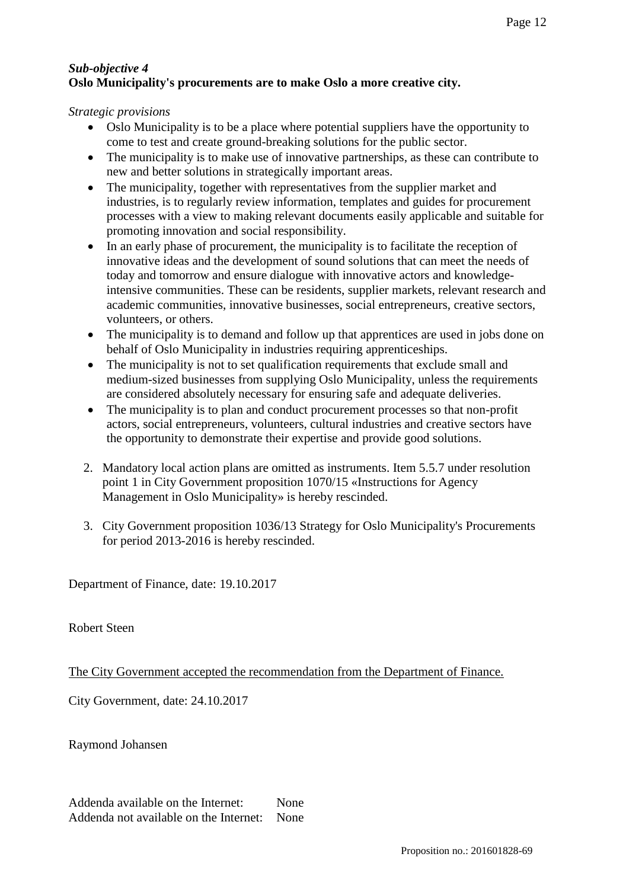***Sub-objective 4***
**Oslo Municipality's procurements are to make Oslo a more creative city.**

*Strategic provisions*

- Oslo Municipality is to be a place where potential suppliers have the opportunity to come to test and create ground-breaking solutions for the public sector.
- The municipality is to make use of innovative partnerships, as these can contribute to new and better solutions in strategically important areas.
- The municipality, together with representatives from the supplier market and industries, is to regularly review information, templates and guides for procurement processes with a view to making relevant documents easily applicable and suitable for promoting innovation and social responsibility.
- In an early phase of procurement, the municipality is to facilitate the reception of innovative ideas and the development of sound solutions that can meet the needs of today and tomorrow and ensure dialogue with innovative actors and knowledge-intensive communities. These can be residents, supplier markets, relevant research and academic communities, innovative businesses, social entrepreneurs, creative sectors, volunteers, or others.
- The municipality is to demand and follow up that apprentices are used in jobs done on behalf of Oslo Municipality in industries requiring apprenticeships.
- The municipality is not to set qualification requirements that exclude small and medium-sized businesses from supplying Oslo Municipality, unless the requirements are considered absolutely necessary for ensuring safe and adequate deliveries.
- The municipality is to plan and conduct procurement processes so that non-profit actors, social entrepreneurs, volunteers, cultural industries and creative sectors have the opportunity to demonstrate their expertise and provide good solutions.

2. Mandatory local action plans are omitted as instruments. Item 5.5.7 under resolution point 1 in City Government proposition 1070/15 «Instructions for Agency Management in Oslo Municipality» is hereby rescinded.

3. City Government proposition 1036/13 Strategy for Oslo Municipality's Procurements for period 2013-2016 is hereby rescinded.

Department of Finance, date: 19.10.2017

Robert Steen

The City Government accepted the recommendation from the Department of Finance.

City Government, date: 24.10.2017

Raymond Johansen

| | |
|---|---|
| Addenda available on the Internet: | None |
| Addenda not available on the Internet: | None |

Proposition no.: 201601828-69